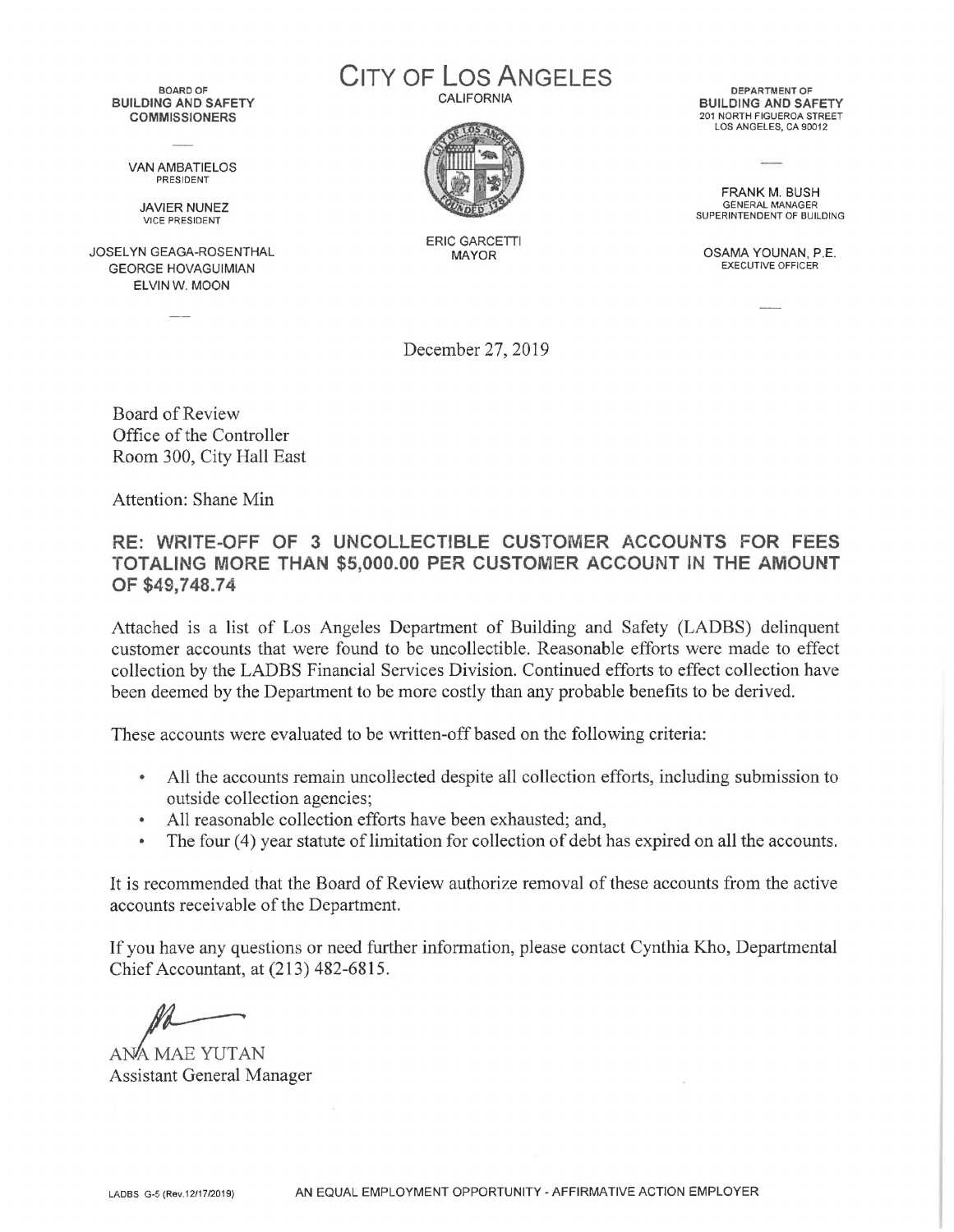BOARD OF
**BUILDING AND SAFETY COMMISSIONERS**

VAN AMBATIELOS
PRESIDENT

JAVIER NUNEZ
VICE PRESIDENT

JOSELYN GEAGA-ROSENTHAL
GEORGE HOVAGUIMIAN
ELVIN W. MOON

# CITY OF LOS ANGELES

CALIFORNIA

ERIC GARCETTI
MAYOR

DEPARTMENT OF
**BUILDING AND SAFETY**
201 NORTH FIGUEROA STREET
LOS ANGELES, CA 90012

FRANK M. BUSH
GENERAL MANAGER
SUPERINTENDENT OF BUILDING

OSAMA YOUNAN, P.E.
EXECUTIVE OFFICER

December 27, 2019

Board of Review
Office of the Controller
Room 300, City Hall East

Attention: Shane Min

**RE: WRITE-OFF OF 3 UNCOLLECTIBLE CUSTOMER ACCOUNTS FOR FEES TOTALING MORE THAN $5,000.00 PER CUSTOMER ACCOUNT IN THE AMOUNT OF $49,748.74**

Attached is a list of Los Angeles Department of Building and Safety (LADBS) delinquent customer accounts that were found to be uncollectible. Reasonable efforts were made to effect collection by the LADBS Financial Services Division. Continued efforts to effect collection have been deemed by the Department to be more costly than any probable benefits to be derived.

These accounts were evaluated to be written-off based on the following criteria:

- All the accounts remain uncollected despite all collection efforts, including submission to outside collection agencies;
- All reasonable collection efforts have been exhausted; and,
- The four (4) year statute of limitation for collection of debt has expired on all the accounts.

It is recommended that the Board of Review authorize removal of these accounts from the active accounts receivable of the Department.

If you have any questions or need further information, please contact Cynthia Kho, Departmental Chief Accountant, at (213) 482-6815.

ANA MAE YUTAN
Assistant General Manager

LADBS G-5 (Rev.12/17/2019)

AN EQUAL EMPLOYMENT OPPORTUNITY - AFFIRMATIVE ACTION EMPLOYER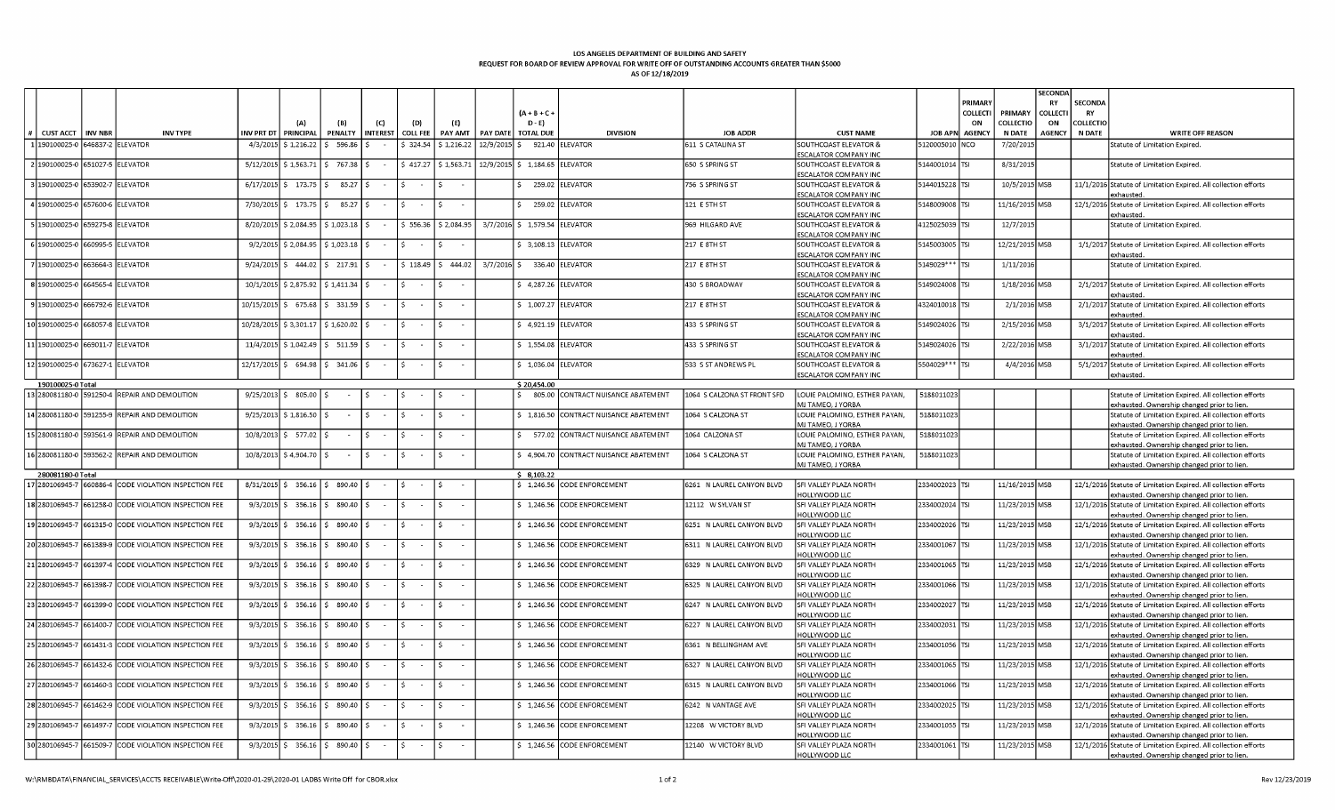LOS ANGELES DEPARTMENT OF BUILDING AND SAFETY
REQUEST FOR BOARD OF REVIEW APPROVAL FOR WRITE OFF OF OUTSTANDING ACCOUNTS GREATER THAN $5000
AS OF 12/18/2019

| # | CUST ACCT | INV NBR | INV TYPE | INV PRT DT | (A) PRINCIPAL | (B) PENALTY | (C) INTEREST | (D) COLL FEE | (E) PAY AMT | PAY DATE | (A + B + C + D - E) TOTAL DUE | DIVISION | JOB ADDR | CUST NAME | JOB APN | PRIMARY COLLECTION AGENCY | PRIMARY COLLECTION DATE | SECONDARY COLLECTION AGENCY | SECONDARY COLLECTION DATE | WRITE OFF REASON |
|---|---|---|---|---|---|---|---|---|---|---|---|---|---|---|---|---|---|---|---|---|
| 1 | 190100025-0 | 646837-2 | ELEVATOR | 4/3/2015 | $ 1,216.22 | $ 596.86 | $ - | $ 324.54 | $ 1,216.22 | 12/9/2015 | $ 921.40 | ELEVATOR | 611 S CATALINA ST | SOUTHCOAST ELEVATOR & ESCALATOR COMPANY INC | 5120005010 | NCO | 7/20/2015 | | | Statute of Limitation Expired. |
| 2 | 190100025-0 | 651027-5 | ELEVATOR | 5/12/2015 | $ 1,563.71 | $ 767.38 | $ - | $ 417.27 | $ 1,563.71 | 12/9/2015 | $ 1,184.65 | ELEVATOR | 650 S SPRING ST | SOUTHCOAST ELEVATOR & ESCALATOR COMPANY INC | 5144001014 | TSI | 8/31/2015 | | | Statute of Limitation Expired. |
| 3 | 190100025-0 | 653902-7 | ELEVATOR | 6/17/2015 | $ 173.75 | $ 85.27 | $ - | $ - | $ - | | $ 259.02 | ELEVATOR | 756 S SPRING ST | SOUTHCOAST ELEVATOR & ESCALATOR COMPANY INC | 5144015228 | TSI | 10/5/2015 | MSB | 11/1/2016 | Statute of Limitation Expired. All collection efforts exhausted. |
| 4 | 190100025-0 | 657600-6 | ELEVATOR | 7/30/2015 | $ 173.75 | $ 85.27 | $ - | $ - | $ - | | $ 259.02 | ELEVATOR | 121 E 5TH ST | SOUTHCOAST ELEVATOR & ESCALATOR COMPANY INC | 5148009008 | TSI | 11/16/2015 | MSB | 12/1/2016 | Statute of Limitation Expired. All collection efforts exhausted. |
| 5 | 190100025-0 | 659275-8 | ELEVATOR | 8/20/2015 | $ 2,084.95 | $ 1,023.18 | $ - | $ 556.36 | $ 2,084.95 | 3/7/2016 | $ 1,579.54 | ELEVATOR | 969 HILGARD AVE | SOUTHCOAST ELEVATOR & ESCALATOR COMPANY INC | 4125025039 | TSI | 12/7/2015 | | | Statute of Limitation Expired. |
| 6 | 190100025-0 | 660995-5 | ELEVATOR | 9/2/2015 | $ 2,084.95 | $ 1,023.18 | $ - | $ - | $ - | | $ 3,108.13 | ELEVATOR | 217 E 8TH ST | SOUTHCOAST ELEVATOR & ESCALATOR COMPANY INC | 5145003005 | TSI | 12/21/2015 | MSB | 1/1/2017 | Statute of Limitation Expired. All collection efforts exhausted. |
| 7 | 190100025-0 | 663664-3 | ELEVATOR | 9/24/2015 | $ 444.02 | $ 217.91 | $ - | $ 118.49 | $ 444.02 | 3/7/2016 | $ 336.40 | ELEVATOR | 217 E 8TH ST | SOUTHCOAST ELEVATOR & ESCALATOR COMPANY INC | 5149029*** | TSI | 1/11/2016 | | | Statute of Limitation Expired. |
| 8 | 190100025-0 | 664565-4 | ELEVATOR | 10/1/2015 | $ 2,875.92 | $ 1,411.34 | $ - | $ - | $ - | | $ 4,287.26 | ELEVATOR | 430 S BROADWAY | SOUTHCOAST ELEVATOR & ESCALATOR COMPANY INC | 5149024008 | TSI | 1/18/2016 | MSB | 2/1/2017 | Statute of Limitation Expired. All collection efforts exhausted. |
| 9 | 190100025-0 | 666792-6 | ELEVATOR | 10/15/2015 | $ 675.68 | $ 331.59 | $ - | $ - | $ - | | $ 1,007.27 | ELEVATOR | 217 E 8TH ST | SOUTHCOAST ELEVATOR & ESCALATOR COMPANY INC | 4324010018 | TSI | 2/1/2016 | MSB | 2/1/2017 | Statute of Limitation Expired. All collection efforts exhausted. |
| 10 | 190100025-0 | 668057-8 | ELEVATOR | 10/28/2015 | $ 3,301.17 | $ 1,620.02 | $ - | $ - | $ - | | $ 4,921.19 | ELEVATOR | 433 S SPRING ST | SOUTHCOAST ELEVATOR & ESCALATOR COMPANY INC | 5149024026 | TSI | 2/15/2016 | MSB | 3/1/2017 | Statute of Limitation Expired. All collection efforts exhausted. |
| 11 | 190100025-0 | 669011-7 | ELEVATOR | 11/4/2015 | $ 1,042.49 | $ 511.59 | $ - | $ - | $ - | | $ 1,554.08 | ELEVATOR | 433 S SPRING ST | SOUTHCOAST ELEVATOR & ESCALATOR COMPANY INC | 5149024026 | TSI | 2/22/2016 | MSB | 3/1/2017 | Statute of Limitation Expired. All collection efforts exhausted. |
| 12 | 190100025-0 | 673627-1 | ELEVATOR | 12/17/2015 | $ 694.98 | $ 341.06 | $ - | $ - | $ - | | $ 1,036.04 | ELEVATOR | 533 S ST ANDREWS PL | SOUTHCOAST ELEVATOR & ESCALATOR COMPANY INC | 5504029*** | TSI | 4/4/2016 | MSB | 5/1/2017 | Statute of Limitation Expired. All collection efforts exhausted. |
| | 190100025-0 Total | | | | | | | | | | $ 20,454.00 | | | | | | | | | |
| 13 | 280081180-0 | 591250-4 | REPAIR AND DEMOLITION | 9/25/2013 | $ 805.00 | $ - | $ - | $ - | $ - | | $ 805.00 | CONTRACT NUISANCE ABATEMENT | 1064 S CALZONA ST FRONT SFD | LOUIE PALOMINO, ESTHER PAYAN, MJ TAMEO, J YORBA | 5188011023 | | | | | Statute of Limitation Expired. All collection efforts exhausted. Ownership changed prior to lien. |
| 14 | 280081180-0 | 591255-9 | REPAIR AND DEMOLITION | 9/25/2013 | $ 1,816.50 | $ - | $ - | $ - | $ - | | $ 1,816.50 | CONTRACT NUISANCE ABATEMENT | 1064 S CALZONA ST | LOUIE PALOMINO, ESTHER PAYAN, MJ TAMEO, J YORBA | 5188011023 | | | | | Statute of Limitation Expired. All collection efforts exhausted. Ownership changed prior to lien. |
| 15 | 280081180-0 | 593561-9 | REPAIR AND DEMOLITION | 10/8/2013 | $ 577.02 | $ - | $ - | $ - | $ - | | $ 577.02 | CONTRACT NUISANCE ABATEMENT | 1064 CALZONA ST | LOUIE PALOMINO, ESTHER PAYAN, MJ TAMEO, J YORBA | 5188011023 | | | | | Statute of Limitation Expired. All collection efforts exhausted. Ownership changed prior to lien. |
| 16 | 280081180-0 | 593562-2 | REPAIR AND DEMOLITION | 10/8/2013 | $ 4,904.70 | $ - | $ - | $ - | $ - | | $ 4,904.70 | CONTRACT NUISANCE ABATEMENT | 1064 S CALZONA ST | LOUIE PALOMINO, ESTHER PAYAN, MJ TAMEO, J YORBA | 5188011023 | | | | | Statute of Limitation Expired. All collection efforts exhausted. Ownership changed prior to lien. |
| | 280081180-0 Total | | | | | | | | | | $ 8,103.22 | | | | | | | | | |
| 17 | 280106945-7 | 660886-4 | CODE VIOLATION INSPECTION FEE | 8/31/2015 | $ 356.16 | $ 890.40 | $ - | $ - | $ - | | $ 1,246.56 | CODE ENFORCEMENT | 6261 N LAUREL CANYON BLVD | SFI VALLEY PLAZA NORTH HOLLYWOOD LLC | 2334002023 | TSI | 11/16/2015 | MSB | 12/1/2016 | Statute of Limitation Expired. All collection efforts exhausted. Ownership changed prior to lien. |
| 18 | 280106945-7 | 661258-0 | CODE VIOLATION INSPECTION FEE | 9/3/2015 | $ 356.16 | $ 890.40 | $ - | $ - | $ - | | $ 1,246.56 | CODE ENFORCEMENT | 12112 W SYLVAN ST | SFI VALLEY PLAZA NORTH HOLLYWOOD LLC | 2334002024 | TSI | 11/23/2015 | MSB | 12/1/2016 | Statute of Limitation Expired. All collection efforts exhausted. Ownership changed prior to lien. |
| 19 | 280106945-7 | 661315-0 | CODE VIOLATION INSPECTION FEE | 9/3/2015 | $ 356.16 | $ 890.40 | $ - | $ - | $ - | | $ 1,246.56 | CODE ENFORCEMENT | 6251 N LAUREL CANYON BLVD | SFI VALLEY PLAZA NORTH HOLLYWOOD LLC | 2334002026 | TSI | 11/23/2015 | MSB | 12/1/2016 | Statute of Limitation Expired. All collection efforts exhausted. Ownership changed prior to lien. |
| 20 | 280106945-7 | 661389-9 | CODE VIOLATION INSPECTION FEE | 9/3/2015 | $ 356.16 | $ 890.40 | $ - | $ - | $ - | | $ 1,246.56 | CODE ENFORCEMENT | 6311 N LAUREL CANYON BLVD | SFI VALLEY PLAZA NORTH HOLLYWOOD LLC | 2334001067 | TSI | 11/23/2015 | MSB | 12/1/2016 | Statute of Limitation Expired. All collection efforts exhausted. Ownership changed prior to lien. |
| 21 | 280106945-7 | 661397-4 | CODE VIOLATION INSPECTION FEE | 9/3/2015 | $ 356.16 | $ 890.40 | $ - | $ - | $ - | | $ 1,246.56 | CODE ENFORCEMENT | 6329 N LAUREL CANYON BLVD | SFI VALLEY PLAZA NORTH HOLLYWOOD LLC | 2334001065 | TSI | 11/23/2015 | MSB | 12/1/2016 | Statute of Limitation Expired. All collection efforts exhausted. Ownership changed prior to lien. |
| 22 | 280106945-7 | 661398-7 | CODE VIOLATION INSPECTION FEE | 9/3/2015 | $ 356.16 | $ 890.40 | $ - | $ - | $ - | | $ 1,246.56 | CODE ENFORCEMENT | 6325 N LAUREL CANYON BLVD | SFI VALLEY PLAZA NORTH HOLLYWOOD LLC | 2334001066 | TSI | 11/23/2015 | MSB | 12/1/2016 | Statute of Limitation Expired. All collection efforts exhausted. Ownership changed prior to lien. |
| 23 | 280106945-7 | 661399-0 | CODE VIOLATION INSPECTION FEE | 9/3/2015 | $ 356.16 | $ 890.40 | $ - | $ - | $ - | | $ 1,246.56 | CODE ENFORCEMENT | 6247 N LAUREL CANYON BLVD | SFI VALLEY PLAZA NORTH HOLLYWOOD LLC | 2334002027 | TSI | 11/23/2015 | MSB | 12/1/2016 | Statute of Limitation Expired. All collection efforts exhausted. Ownership changed prior to lien. |
| 24 | 280106945-7 | 661400-7 | CODE VIOLATION INSPECTION FEE | 9/3/2015 | $ 356.16 | $ 890.40 | $ - | $ - | $ - | | $ 1,246.56 | CODE ENFORCEMENT | 6227 N LAUREL CANYON BLVD | SFI VALLEY PLAZA NORTH HOLLYWOOD LLC | 2334002031 | TSI | 11/23/2015 | MSB | 12/1/2016 | Statute of Limitation Expired. All collection efforts exhausted. Ownership changed prior to lien. |
| 25 | 280106945-7 | 661431-3 | CODE VIOLATION INSPECTION FEE | 9/3/2015 | $ 356.16 | $ 890.40 | $ - | $ - | $ - | | $ 1,246.56 | CODE ENFORCEMENT | 6361 N BELLINGHAM AVE | SFI VALLEY PLAZA NORTH HOLLYWOOD LLC | 2334001056 | TSI | 11/23/2015 | MSB | 12/1/2016 | Statute of Limitation Expired. All collection efforts exhausted. Ownership changed prior to lien. |
| 26 | 280106945-7 | 661432-6 | CODE VIOLATION INSPECTION FEE | 9/3/2015 | $ 356.16 | $ 890.40 | $ - | $ - | $ - | | $ 1,246.56 | CODE ENFORCEMENT | 6327 N LAUREL CANYON BLVD | SFI VALLEY PLAZA NORTH HOLLYWOOD LLC | 2334001065 | TSI | 11/23/2015 | MSB | 12/1/2016 | Statute of Limitation Expired. All collection efforts exhausted. Ownership changed prior to lien. |
| 27 | 280106945-7 | 661460-3 | CODE VIOLATION INSPECTION FEE | 9/3/2015 | $ 356.16 | $ 890.40 | $ - | $ - | $ - | | $ 1,246.56 | CODE ENFORCEMENT | 6315 N LAUREL CANYON BLVD | SFI VALLEY PLAZA NORTH HOLLYWOOD LLC | 2334001066 | TSI | 11/23/2015 | MSB | 12/1/2016 | Statute of Limitation Expired. All collection efforts exhausted. Ownership changed prior to lien. |
| 28 | 280106945-7 | 661462-9 | CODE VIOLATION INSPECTION FEE | 9/3/2015 | $ 356.16 | $ 890.40 | $ - | $ - | $ - | | $ 1,246.56 | CODE ENFORCEMENT | 6242 N VANTAGE AVE | SFI VALLEY PLAZA NORTH HOLLYWOOD LLC | 2334002025 | TSI | 11/23/2015 | MSB | 12/1/2016 | Statute of Limitation Expired. All collection efforts exhausted. Ownership changed prior to lien. |
| 29 | 280106945-7 | 661497-7 | CODE VIOLATION INSPECTION FEE | 9/3/2015 | $ 356.16 | $ 890.40 | $ - | $ - | $ - | | $ 1,246.56 | CODE ENFORCEMENT | 12208 W VICTORY BLVD | SFI VALLEY PLAZA NORTH HOLLYWOOD LLC | 2334001055 | TSI | 11/23/2015 | MSB | 12/1/2016 | Statute of Limitation Expired. All collection efforts exhausted. Ownership changed prior to lien. |
| 30 | 280106945-7 | 661509-7 | CODE VIOLATION INSPECTION FEE | 9/3/2015 | $ 356.16 | $ 890.40 | $ - | $ - | $ - | | $ 1,246.56 | CODE ENFORCEMENT | 12140 W VICTORY BLVD | SFI VALLEY PLAZA NORTH HOLLYWOOD LLC | 2334001061 | TSI | 11/23/2015 | MSB | 12/1/2016 | Statute of Limitation Expired. All collection efforts exhausted. Ownership changed prior to lien. |

W:\RMBDATA\FINANCIAL_SERVICES\ACCTS RECEIVABLE\Write-Off\2020-01-29\2020-01 LADBS Write Off for CBOR.xlsx

Rev 12/23/2019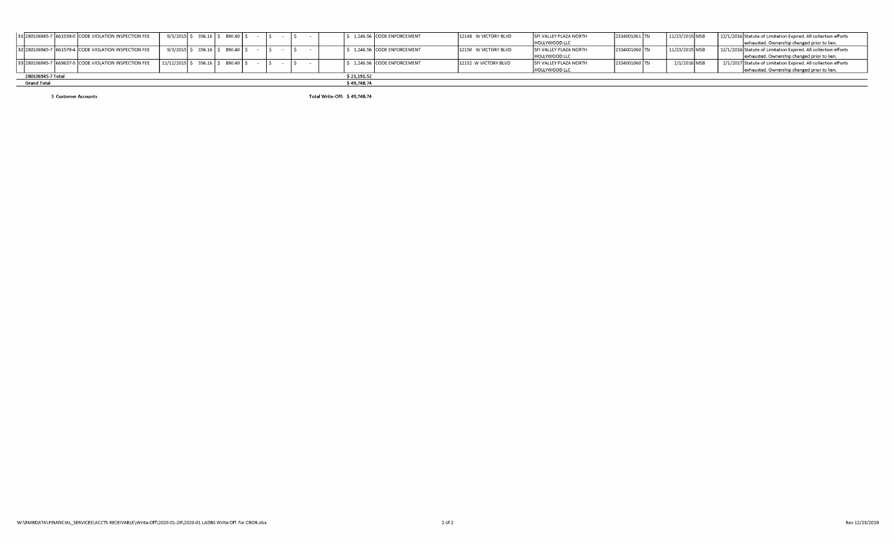| | | | | | | | | | | | | | | | | | | | |
|---|---|---|---|---|---|---|---|---|---|---|---|---|---|---|---|---|---|---|---|
| 31 | 280106945-7 | 661539-0 | CODE VIOLATION INSPECTION FEE | 9/3/2015 | $ 356.16 | $ 890.40 | $ - | $ - | $ - | | $ 1,246.56 | CODE ENFORCEMENT | 12148 W VICTORY BLVD | SFI VALLEY PLAZA NORTH HOLLYWOOD LLC | 2334001061 | TSI | 11/23/2015 | MSB | 12/1/2016 | Statute of Limitation Expired. All collection efforts exhausted. Ownership changed prior to lien. |
| 32 | 280106945-7 | 661579-4 | CODE VIOLATION INSPECTION FEE | 9/3/2015 | $ 356.16 | $ 890.40 | $ - | $ - | $ - | | $ 1,246.56 | CODE ENFORCEMENT | 12150 W VICTORY BLVD | SFI VALLEY PLAZA NORTH HOLLYWOOD LLC | 2334001060 | TSI | 11/23/2015 | MSB | 12/1/2016 | Statute of Limitation Expired. All collection efforts exhausted. Ownership changed prior to lien. |
| 33 | 280106945-7 | 669637-5 | CODE VIOLATION INSPECTION FEE | 11/12/2015 | $ 356.16 | $ 890.40 | $ - | $ - | $ - | | $ 1,246.56 | CODE ENFORCEMENT | 12152 W VICTORY BLVD | SFI VALLEY PLAZA NORTH HOLLYWOOD LLC | 2334001060 | TSI | 2/1/2016 | MSB | 2/1/2017 | Statute of Limitation Expired. All collection efforts exhausted. Ownership changed prior to lien. |
| | 280106945-7 Total | | | | | | | | | | $ 21,191.52 | | | | | | | | | |
| | Grand Total | | | | | | | | | | $ 49,748.74 | | | | | | | | | |

3 Customer Accounts

**Total Write-Off: $ 49,748.74**

W:\RMBDATA\FINANCIAL_SERVICES\ACCTS RECEIVABLE\Write-Off\2020-01-29\2020-01 LADBS Write Off for CBOR.xlsx

Rev 12/23/2019